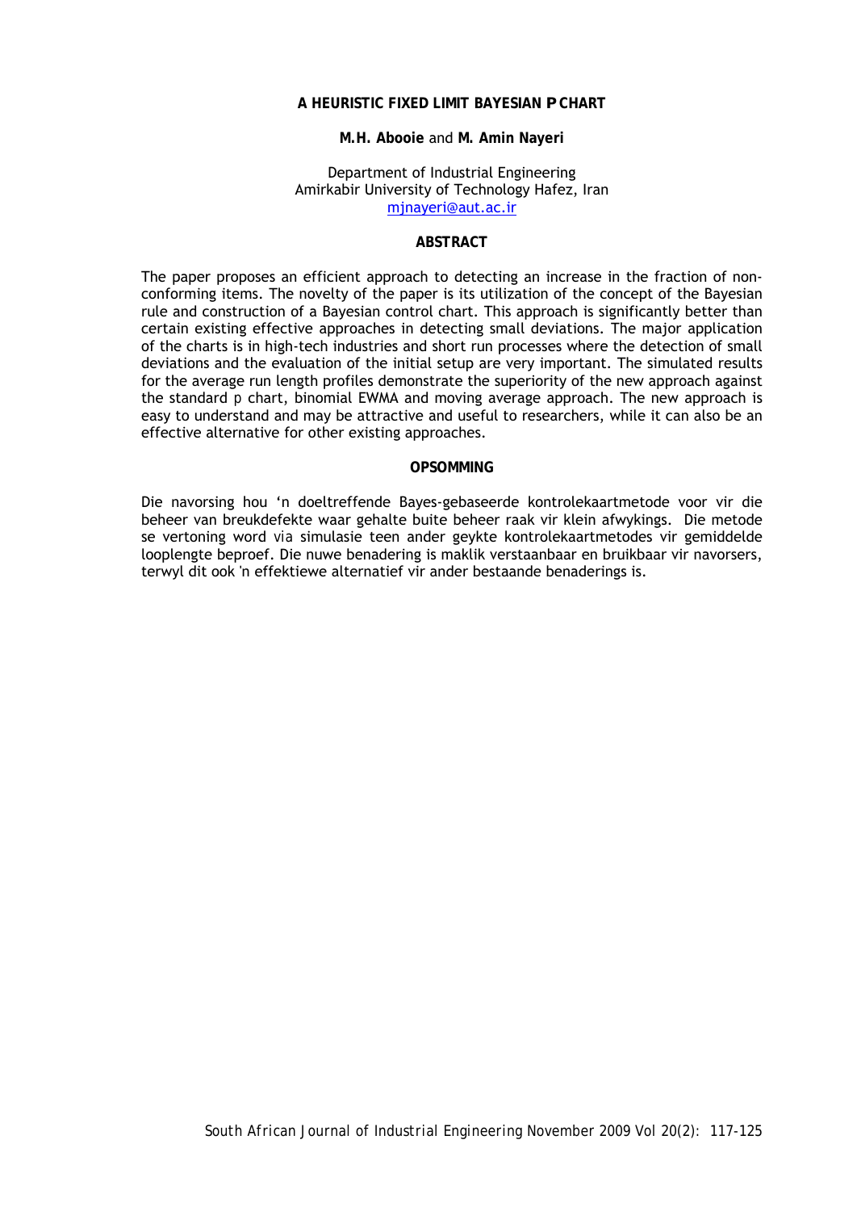# A HEURISTIC FIXED LIMIT BAYESIAN P CHART

**M.H. Abooie** and **M. Amin Nayeri**

Department of Industrial Engineering
Amirkabir University of Technology Hafez, Iran
mjnayeri@aut.ac.ir

## ABSTRACT

The paper proposes an efficient approach to detecting an increase in the fraction of non-conforming items. The novelty of the paper is its utilization of the concept of the Bayesian rule and construction of a Bayesian control chart. This approach is significantly better than certain existing effective approaches in detecting small deviations. The major application of the charts is in high-tech industries and short run processes where the detection of small deviations and the evaluation of the initial setup are very important. The simulated results for the average run length profiles demonstrate the superiority of the new approach against the standard p chart, binomial EWMA and moving average approach. The new approach is easy to understand and may be attractive and useful to researchers, while it can also be an effective alternative for other existing approaches.

## OPSOMMING

Die navorsing hou 'n doeltreffende Bayes-gebaseerde kontrolekaartmetode voor vir die beheer van breukdefekte waar gehalte buite beheer raak vir klein afwykings. Die metode se vertoning word via simulasie teen ander geykte kontrolekaartmetodes vir gemiddelde looplengte beproef. Die nuwe benadering is maklik verstaanbaar en bruikbaar vir navorsers, terwyl dit ook 'n effektiewe alternatief vir ander bestaande benaderings is.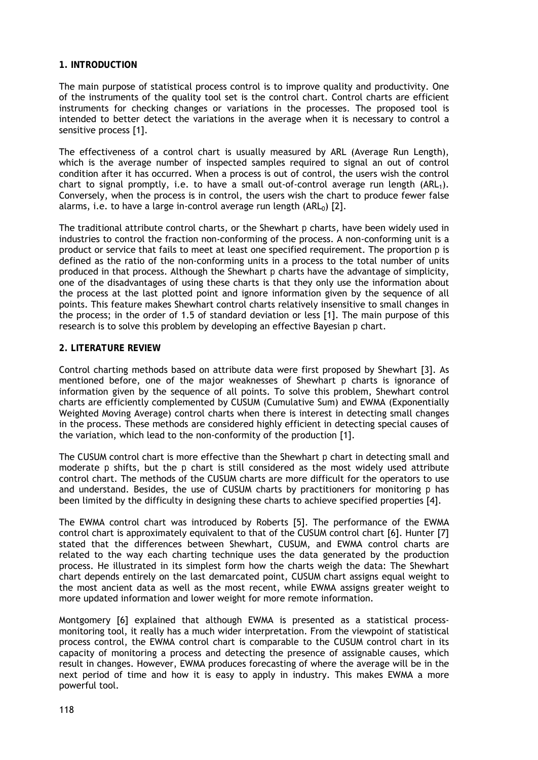## 1. INTRODUCTION

The main purpose of statistical process control is to improve quality and productivity. One of the instruments of the quality tool set is the control chart. Control charts are efficient instruments for checking changes or variations in the processes. The proposed tool is intended to better detect the variations in the average when it is necessary to control a sensitive process [1].

The effectiveness of a control chart is usually measured by ARL (Average Run Length), which is the average number of inspected samples required to signal an out of control condition after it has occurred. When a process is out of control, the users wish the control chart to signal promptly, i.e. to have a small out-of-control average run length ($ARL_1$). Conversely, when the process is in control, the users wish the chart to produce fewer false alarms, i.e. to have a large in-control average run length ($ARL_0$) [2].

The traditional attribute control charts, or the Shewhart p charts, have been widely used in industries to control the fraction non-conforming of the process. A non-conforming unit is a product or service that fails to meet at least one specified requirement. The proportion p is defined as the ratio of the non-conforming units in a process to the total number of units produced in that process. Although the Shewhart p charts have the advantage of simplicity, one of the disadvantages of using these charts is that they only use the information about the process at the last plotted point and ignore information given by the sequence of all points. This feature makes Shewhart control charts relatively insensitive to small changes in the process; in the order of 1.5 of standard deviation or less [1]. The main purpose of this research is to solve this problem by developing an effective Bayesian p chart.

## 2. LITERATURE REVIEW

Control charting methods based on attribute data were first proposed by Shewhart [3]. As mentioned before, one of the major weaknesses of Shewhart p charts is ignorance of information given by the sequence of all points. To solve this problem, Shewhart control charts are efficiently complemented by CUSUM (Cumulative Sum) and EWMA (Exponentially Weighted Moving Average) control charts when there is interest in detecting small changes in the process. These methods are considered highly efficient in detecting special causes of the variation, which lead to the non-conformity of the production [1].

The CUSUM control chart is more effective than the Shewhart p chart in detecting small and moderate p shifts, but the p chart is still considered as the most widely used attribute control chart. The methods of the CUSUM charts are more difficult for the operators to use and understand. Besides, the use of CUSUM charts by practitioners for monitoring p has been limited by the difficulty in designing these charts to achieve specified properties [4].

The EWMA control chart was introduced by Roberts [5]. The performance of the EWMA control chart is approximately equivalent to that of the CUSUM control chart [6]. Hunter [7] stated that the differences between Shewhart, CUSUM, and EWMA control charts are related to the way each charting technique uses the data generated by the production process. He illustrated in its simplest form how the charts weigh the data: The Shewhart chart depends entirely on the last demarcated point, CUSUM chart assigns equal weight to the most ancient data as well as the most recent, while EWMA assigns greater weight to more updated information and lower weight for more remote information.

Montgomery [6] explained that although EWMA is presented as a statistical process-monitoring tool, it really has a much wider interpretation. From the viewpoint of statistical process control, the EWMA control chart is comparable to the CUSUM control chart in its capacity of monitoring a process and detecting the presence of assignable causes, which result in changes. However, EWMA produces forecasting of where the average will be in the next period of time and how it is easy to apply in industry. This makes EWMA a more powerful tool.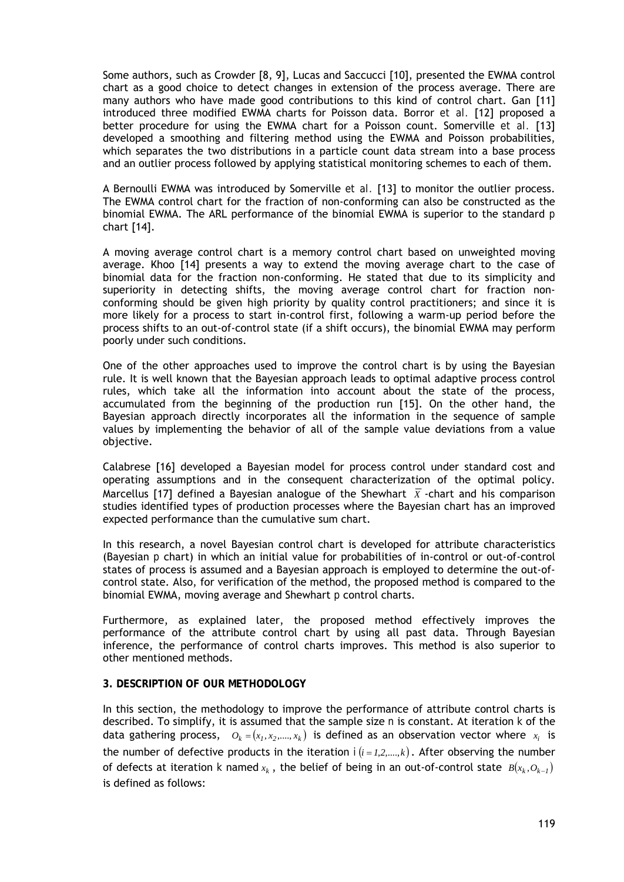Some authors, such as Crowder [8, 9], Lucas and Saccucci [10], presented the EWMA control chart as a good choice to detect changes in extension of the process average. There are many authors who have made good contributions to this kind of control chart. Gan [11] introduced three modified EWMA charts for Poisson data. Borror et al. [12] proposed a better procedure for using the EWMA chart for a Poisson count. Somerville et al. [13] developed a smoothing and filtering method using the EWMA and Poisson probabilities, which separates the two distributions in a particle count data stream into a base process and an outlier process followed by applying statistical monitoring schemes to each of them.

A Bernoulli EWMA was introduced by Somerville et al. [13] to monitor the outlier process. The EWMA control chart for the fraction of non-conforming can also be constructed as the binomial EWMA. The ARL performance of the binomial EWMA is superior to the standard p chart [14].

A moving average control chart is a memory control chart based on unweighted moving average. Khoo [14] presents a way to extend the moving average chart to the case of binomial data for the fraction non-conforming. He stated that due to its simplicity and superiority in detecting shifts, the moving average control chart for fraction non-conforming should be given high priority by quality control practitioners; and since it is more likely for a process to start in-control first, following a warm-up period before the process shifts to an out-of-control state (if a shift occurs), the binomial EWMA may perform poorly under such conditions.

One of the other approaches used to improve the control chart is by using the Bayesian rule. It is well known that the Bayesian approach leads to optimal adaptive process control rules, which take all the information into account about the state of the process, accumulated from the beginning of the production run [15]. On the other hand, the Bayesian approach directly incorporates all the information in the sequence of sample values by implementing the behavior of all of the sample value deviations from a value objective.

Calabrese [16] developed a Bayesian model for process control under standard cost and operating assumptions and in the consequent characterization of the optimal policy. Marcellus [17] defined a Bayesian analogue of the Shewhart $\bar{X}$ -chart and his comparison studies identified types of production processes where the Bayesian chart has an improved expected performance than the cumulative sum chart.

In this research, a novel Bayesian control chart is developed for attribute characteristics (Bayesian p chart) in which an initial value for probabilities of in-control or out-of-control states of process is assumed and a Bayesian approach is employed to determine the out-of-control state. Also, for verification of the method, the proposed method is compared to the binomial EWMA, moving average and Shewhart p control charts.

Furthermore, as explained later, the proposed method effectively improves the performance of the attribute control chart by using all past data. Through Bayesian inference, the performance of control charts improves. This method is also superior to other mentioned methods.

## 3. DESCRIPTION OF OUR METHODOLOGY

In this section, the methodology to improve the performance of attribute control charts is described. To simplify, it is assumed that the sample size n is constant. At iteration k of the data gathering process, $O_k = (x_1, x_2, ...., x_k)$ is defined as an observation vector where $x_i$ is the number of defective products in the iteration i $(i = 1,2,....,k)$. After observing the number of defects at iteration k named $x_k$, the belief of being in an out-of-control state $B(x_k, O_{k-1})$ is defined as follows: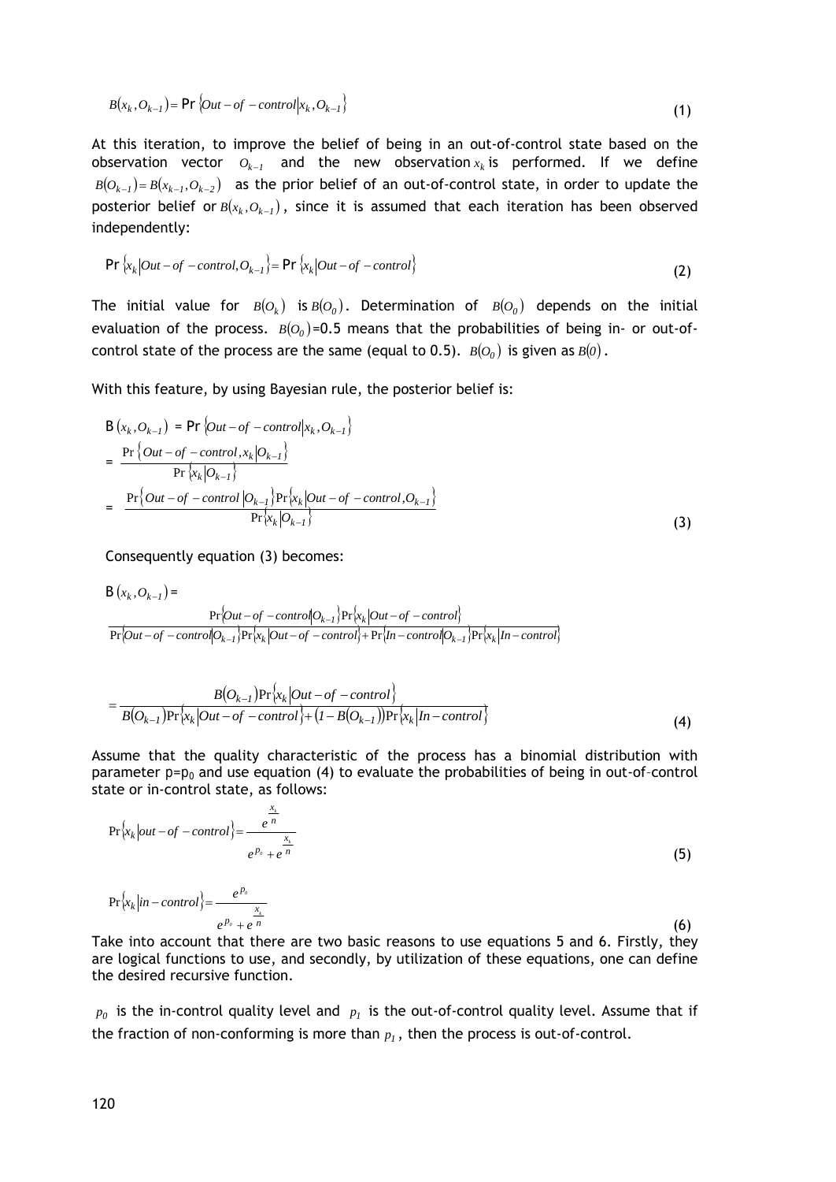$$B(x_k, O_{k-1}) = \Pr\{Out-of-control | x_k, O_{k-1}\} \tag{1}$$

At this iteration, to improve the belief of being in an out-of-control state based on the observation vector $O_{k-1}$ and the new observation $x_k$ is performed. If we define $B(O_{k-1}) = B(x_{k-1}, O_{k-2})$ as the prior belief of an out-of-control state, in order to update the posterior belief or $B(x_k, O_{k-1})$, since it is assumed that each iteration has been observed independently:

$$\Pr\{x_k | Out-of-control, O_{k-1}\} = \Pr\{x_k | Out-of-control\} \tag{2}$$

The initial value for $B(O_k)$ is $B(O_0)$. Determination of $B(O_0)$ depends on the initial evaluation of the process. $B(O_0)$=0.5 means that the probabilities of being in- or out-of-control state of the process are the same (equal to 0.5). $B(O_0)$ is given as $B(0)$.

With this feature, by using Bayesian rule, the posterior belief is:

$$\begin{aligned}
B(x_k, O_{k-1}) &= \Pr\{Out-of-control | x_k, O_{k-1}\} \\
&= \frac{\Pr\{Out-of-control, x_k | O_{k-1}\}}{\Pr\{x_k | O_{k-1}\}} \\
&= \frac{\Pr\{Out-of-control | O_{k-1}\} \Pr\{x_k | Out-of-control, O_{k-1}\}}{\Pr\{x_k | O_{k-1}\}}
\end{aligned} \tag{3}$$

Consequently equation (3) becomes:

$$B(x_k, O_{k-1}) = \frac{\Pr\{Out-of-control | O_{k-1}\} \Pr\{x_k | Out-of-control\}}{\Pr\{Out-of-control | O_{k-1}\} \Pr\{x_k | Out-of-control\} + \Pr\{In-control | O_{k-1}\} \Pr\{x_k | In-control\}}$$

$$= \frac{B(O_{k-1}) \Pr\{x_k | Out-of-control\}}{B(O_{k-1}) \Pr\{x_k | Out-of-control\} + (1 - B(O_{k-1})) \Pr\{x_k | In-control\}} \tag{4}$$

Assume that the quality characteristic of the process has a binomial distribution with parameter p=$p_0$ and use equation (4) to evaluate the probabilities of being in out-of-control state or in-control state, as follows:

$$\Pr\{x_k | out-of-control\} = \frac{e^{\frac{x_k}{n}}}{e^{p_0} + e^{\frac{x_k}{n}}} \tag{5}$$

$$\Pr\{x_k | in-control\} = \frac{e^{p_0}}{e^{p_0} + e^{\frac{x_k}{n}}} \tag{6}$$

Take into account that there are two basic reasons to use equations 5 and 6. Firstly, they are logical functions to use, and secondly, by utilization of these equations, one can define the desired recursive function.

$p_0$ is the in-control quality level and $p_1$ is the out-of-control quality level. Assume that if the fraction of non-conforming is more than $p_1$, then the process is out-of-control.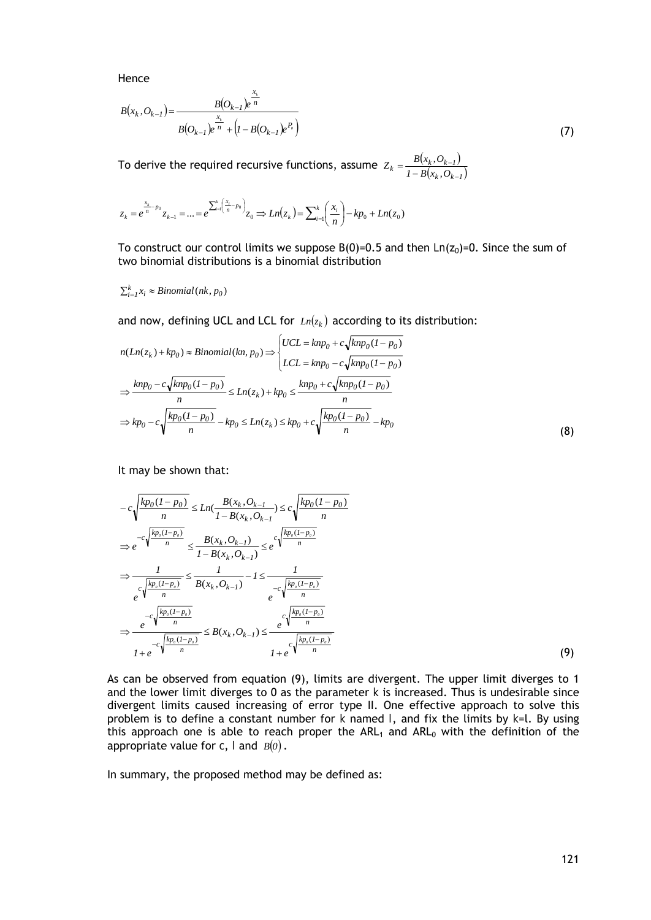Hence

$$B(x_k, O_{k-1}) = \frac{B(O_{k-1})e^{\frac{x_k}{n}}}{B(O_{k-1})e^{\frac{x_k}{n}} + \left(1 - B(O_{k-1})e^{P_0}\right)} \tag{7}$$

To derive the required recursive functions, assume $z_k = \frac{B(x_k, O_{k-1})}{1 - B(x_k, O_{k-1})}$

$$z_k = e^{\frac{x_k}{n} - p_0} z_{k-1} = \dots = e^{\sum_{i=1}^{k}\left(\frac{x_i}{n} - p_0\right)} z_0 \Rightarrow Ln(z_k) = \sum_{i=1}^{k}\left(\frac{x_i}{n}\right) - kp_0 + Ln(z_0)$$

To construct our control limits we suppose B(0)=0.5 and then $Ln(z_0)=0$. Since the sum of two binomial distributions is a binomial distribution

$$\sum_{i=1}^{k} x_i \approx Binomial(nk, p_0)$$

and now, defining UCL and LCL for $Ln(z_k)$ according to its distribution:

$$n(Ln(z_k) + kp_0) \approx Binomial(kn, p_0) \Rightarrow \begin{cases} UCL = knp_0 + c\sqrt{knp_0(1-p_0)} \\ LCL = knp_0 - c\sqrt{knp_0(1-p_0)} \end{cases}$$

$$\Rightarrow \frac{knp_0 - c\sqrt{knp_0(1-p_0)}}{n} \le Ln(z_k) + kp_0 \le \frac{knp_0 + c\sqrt{knp_0(1-p_0)}}{n}$$

$$\Rightarrow kp_0 - c\sqrt{\frac{kp_0(1-p_0)}{n}} - kp_0 \le Ln(z_k) \le kp_0 + c\sqrt{\frac{kp_0(1-p_0)}{n}} - kp_0 \tag{8}$$

It may be shown that:

$$-c\sqrt{\frac{kp_0(1-p_0)}{n}} \le Ln\left(\frac{B(x_k, O_{k-1})}{1 - B(x_k, O_{k-1})}\right) \le c\sqrt{\frac{kp_0(1-p_0)}{n}}$$

$$\Rightarrow e^{-c\sqrt{\frac{kp_0(1-p_0)}{n}}} \le \frac{B(x_k, O_{k-1})}{1 - B(x_k, O_{k-1})} \le e^{c\sqrt{\frac{kp_0(1-p_0)}{n}}}$$

$$\Rightarrow \frac{1}{e^{c\sqrt{\frac{kp_0(1-p_0)}{n}}}} \le \frac{1}{B(x_k, O_{k-1})} - 1 \le \frac{1}{e^{-c\sqrt{\frac{kp_0(1-p_0)}{n}}}}$$

$$\Rightarrow \frac{e^{-c\sqrt{\frac{kp_0(1-p_0)}{n}}}}{1 + e^{-c\sqrt{\frac{kp_0(1-p_0)}{n}}}} \le B(x_k, O_{k-1}) \le \frac{e^{c\sqrt{\frac{kp_0(1-p_0)}{n}}}}{1 + e^{c\sqrt{\frac{kp_0(1-p_0)}{n}}}} \tag{9}$$

As can be observed from equation (9), limits are divergent. The upper limit diverges to 1 and the lower limit diverges to 0 as the parameter k is increased. Thus is undesirable since divergent limits caused increasing of error type II. One effective approach to solve this problem is to define a constant number for k named l, and fix the limits by k=l. By using this approach one is able to reach proper the $ARL_1$ and $ARL_0$ with the definition of the appropriate value for c, l and $B(0)$.

In summary, the proposed method may be defined as: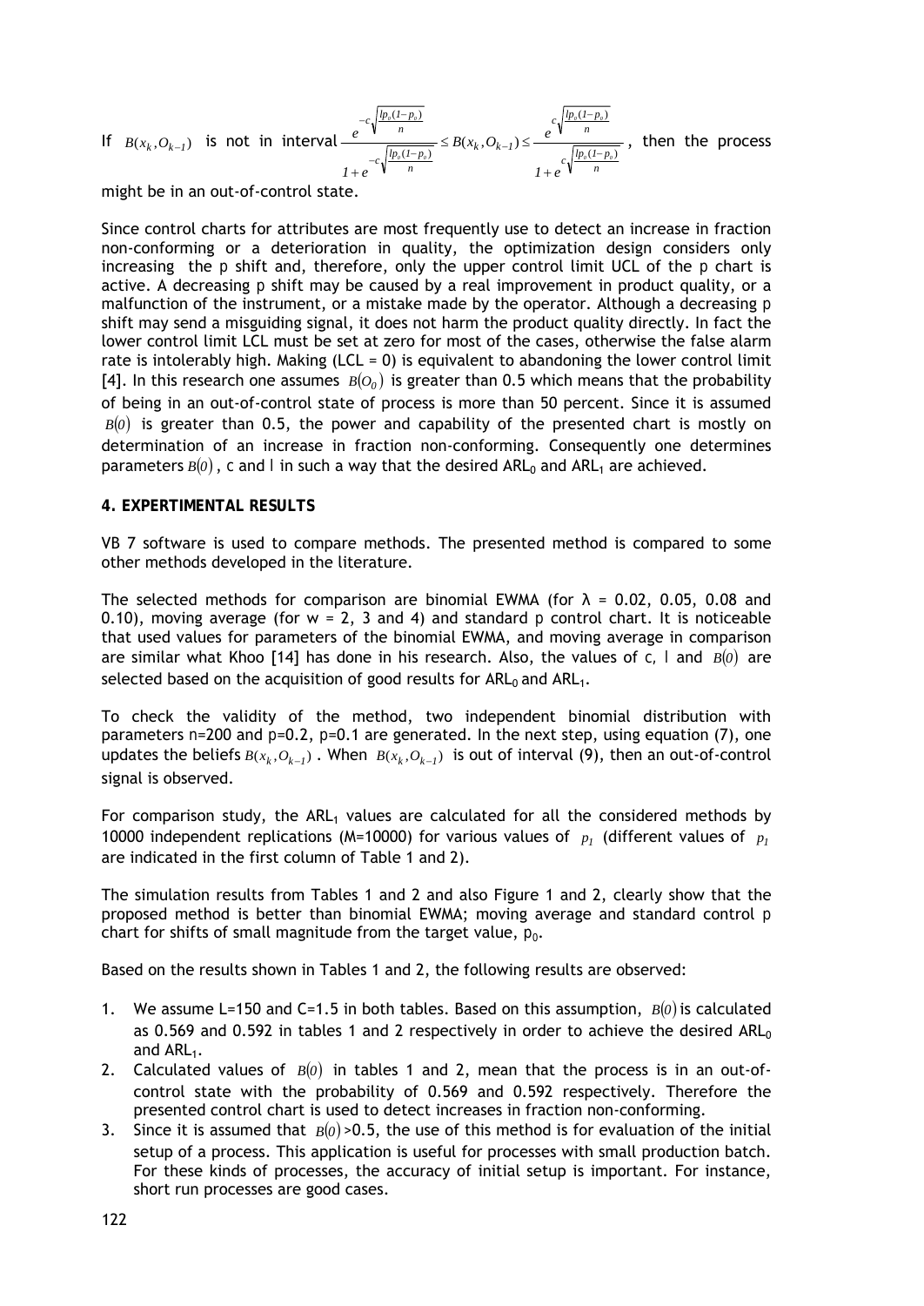If $B(x_k, O_{k-1})$ is not in interval $\frac{e^{-c\sqrt{\frac{lp_o(1-p_o)}{n}}}}{1+e^{-c\sqrt{\frac{lp_o(1-p_o)}{n}}}} \leq B(x_k, O_{k-1}) \leq \frac{e^{c\sqrt{\frac{lp_o(1-p_o)}{n}}}}{1+e^{c\sqrt{\frac{lp_o(1-p_o)}{n}}}}$, then the process might be in an out-of-control state.

Since control charts for attributes are most frequently use to detect an increase in fraction non-conforming or a deterioration in quality, the optimization design considers only increasing the p shift and, therefore, only the upper control limit UCL of the p chart is active. A decreasing p shift may be caused by a real improvement in product quality, or a malfunction of the instrument, or a mistake made by the operator. Although a decreasing p shift may send a misguiding signal, it does not harm the product quality directly. In fact the lower control limit LCL must be set at zero for most of the cases, otherwise the false alarm rate is intolerably high. Making (LCL = 0) is equivalent to abandoning the lower control limit [4]. In this research one assumes $B(O_0)$ is greater than 0.5 which means that the probability of being in an out-of-control state of process is more than 50 percent. Since it is assumed $B(0)$ is greater than 0.5, the power and capability of the presented chart is mostly on determination of an increase in fraction non-conforming. Consequently one determines parameters $B(0)$, c and l in such a way that the desired $ARL_0$ and $ARL_1$ are achieved.

## 4. EXPERTIMENTAL RESULTS

VB 7 software is used to compare methods. The presented method is compared to some other methods developed in the literature.

The selected methods for comparison are binomial EWMA (for $\lambda$ = 0.02, 0.05, 0.08 and 0.10), moving average (for w = 2, 3 and 4) and standard p control chart. It is noticeable that used values for parameters of the binomial EWMA, and moving average in comparison are similar what Khoo [14] has done in his research. Also, the values of c, l and $B(0)$ are selected based on the acquisition of good results for $ARL_0$ and $ARL_1$.

To check the validity of the method, two independent binomial distribution with parameters n=200 and p=0.2, p=0.1 are generated. In the next step, using equation (7), one updates the beliefs $B(x_k, O_{k-1})$. When $B(x_k, O_{k-1})$ is out of interval (9), then an out-of-control signal is observed.

For comparison study, the $ARL_1$ values are calculated for all the considered methods by 10000 independent replications (M=10000) for various values of $p_1$ (different values of $p_1$ are indicated in the first column of Table 1 and 2).

The simulation results from Tables 1 and 2 and also Figure 1 and 2, clearly show that the proposed method is better than binomial EWMA; moving average and standard control p chart for shifts of small magnitude from the target value, $p_0$.

Based on the results shown in Tables 1 and 2, the following results are observed:

1. We assume L=150 and C=1.5 in both tables. Based on this assumption, $B(0)$ is calculated as 0.569 and 0.592 in tables 1 and 2 respectively in order to achieve the desired $ARL_0$ and $ARL_1$.
2. Calculated values of $B(0)$ in tables 1 and 2, mean that the process is in an out-of-control state with the probability of 0.569 and 0.592 respectively. Therefore the presented control chart is used to detect increases in fraction non-conforming.
3. Since it is assumed that $B(0)$>0.5, the use of this method is for evaluation of the initial setup of a process. This application is useful for processes with small production batch. For these kinds of processes, the accuracy of initial setup is important. For instance, short run processes are good cases.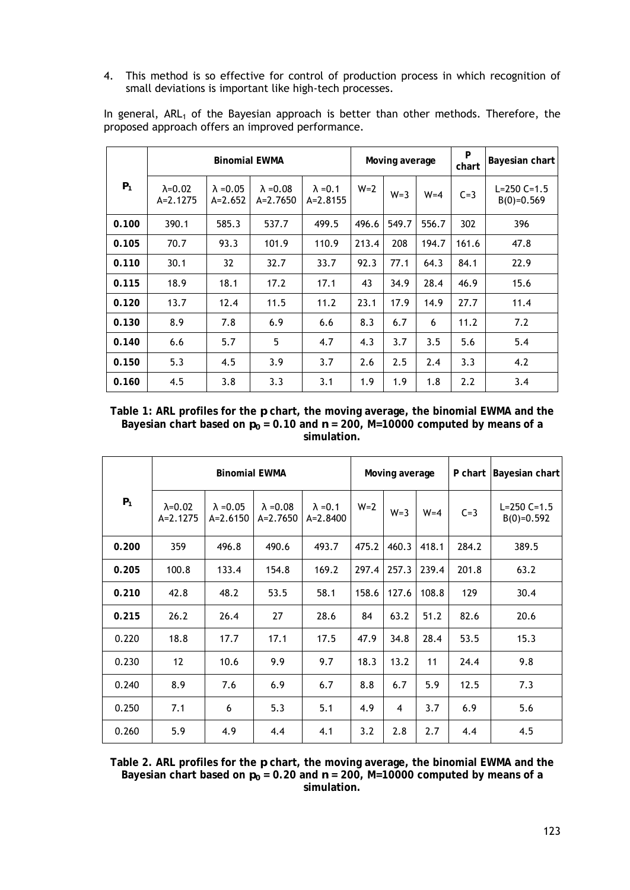4. This method is so effective for control of production process in which recognition of small deviations is important like high-tech processes.

In general, $ARL_1$ of the Bayesian approach is better than other methods. Therefore, the proposed approach offers an improved performance.

| $P_1$ | Binomial EWMA | | | | Moving average | | | P chart | Bayesian chart |
|---|---|---|---|---|---|---|---|---|---|
| | $\lambda$=0.02 A=2.1275 | $\lambda$ =0.05 A=2.652 | $\lambda$ =0.08 A=2.7650 | $\lambda$ =0.1 A=2.8155 | W=2 | W=3 | W=4 | C=3 | L=250 C=1.5 B(0)=0.569 |
| **0.100** | 390.1 | 585.3 | 537.7 | 499.5 | 496.6 | 549.7 | 556.7 | 302 | 396 |
| **0.105** | 70.7 | 93.3 | 101.9 | 110.9 | 213.4 | 208 | 194.7 | 161.6 | 47.8 |
| **0.110** | 30.1 | 32 | 32.7 | 33.7 | 92.3 | 77.1 | 64.3 | 84.1 | 22.9 |
| **0.115** | 18.9 | 18.1 | 17.2 | 17.1 | 43 | 34.9 | 28.4 | 46.9 | 15.6 |
| **0.120** | 13.7 | 12.4 | 11.5 | 11.2 | 23.1 | 17.9 | 14.9 | 27.7 | 11.4 |
| **0.130** | 8.9 | 7.8 | 6.9 | 6.6 | 8.3 | 6.7 | 6 | 11.2 | 7.2 |
| **0.140** | 6.6 | 5.7 | 5 | 4.7 | 4.3 | 3.7 | 3.5 | 5.6 | 5.4 |
| **0.150** | 5.3 | 4.5 | 3.9 | 3.7 | 2.6 | 2.5 | 2.4 | 3.3 | 4.2 |
| **0.160** | 4.5 | 3.8 | 3.3 | 3.1 | 1.9 | 1.9 | 1.8 | 2.2 | 3.4 |

**Table 1: ARL profiles for the *p* chart, the moving average, the binomial EWMA and the Bayesian chart based on $p_0 = 0.10$ and $n = 200$, M=10000 computed by means of a simulation.**

| $P_1$ | Binomial EWMA | | | | Moving average | | | P chart | Bayesian chart |
|---|---|---|---|---|---|---|---|---|---|
| | $\lambda$=0.02 A=2.1275 | $\lambda$ =0.05 A=2.6150 | $\lambda$ =0.08 A=2.7650 | $\lambda$ =0.1 A=2.8400 | W=2 | W=3 | W=4 | C=3 | L=250 C=1.5 B(0)=0.592 |
| **0.200** | 359 | 496.8 | 490.6 | 493.7 | 475.2 | 460.3 | 418.1 | 284.2 | 389.5 |
| **0.205** | 100.8 | 133.4 | 154.8 | 169.2 | 297.4 | 257.3 | 239.4 | 201.8 | 63.2 |
| **0.210** | 42.8 | 48.2 | 53.5 | 58.1 | 158.6 | 127.6 | 108.8 | 129 | 30.4 |
| **0.215** | 26.2 | 26.4 | 27 | 28.6 | 84 | 63.2 | 51.2 | 82.6 | 20.6 |
| 0.220 | 18.8 | 17.7 | 17.1 | 17.5 | 47.9 | 34.8 | 28.4 | 53.5 | 15.3 |
| 0.230 | 12 | 10.6 | 9.9 | 9.7 | 18.3 | 13.2 | 11 | 24.4 | 9.8 |
| 0.240 | 8.9 | 7.6 | 6.9 | 6.7 | 8.8 | 6.7 | 5.9 | 12.5 | 7.3 |
| 0.250 | 7.1 | 6 | 5.3 | 5.1 | 4.9 | 4 | 3.7 | 6.9 | 5.6 |
| 0.260 | 5.9 | 4.9 | 4.4 | 4.1 | 3.2 | 2.8 | 2.7 | 4.4 | 4.5 |

**Table 2. ARL profiles for the *p* chart, the moving average, the binomial EWMA and the Bayesian chart based on $p_0 = 0.20$ and $n = 200$, M=10000 computed by means of a simulation.**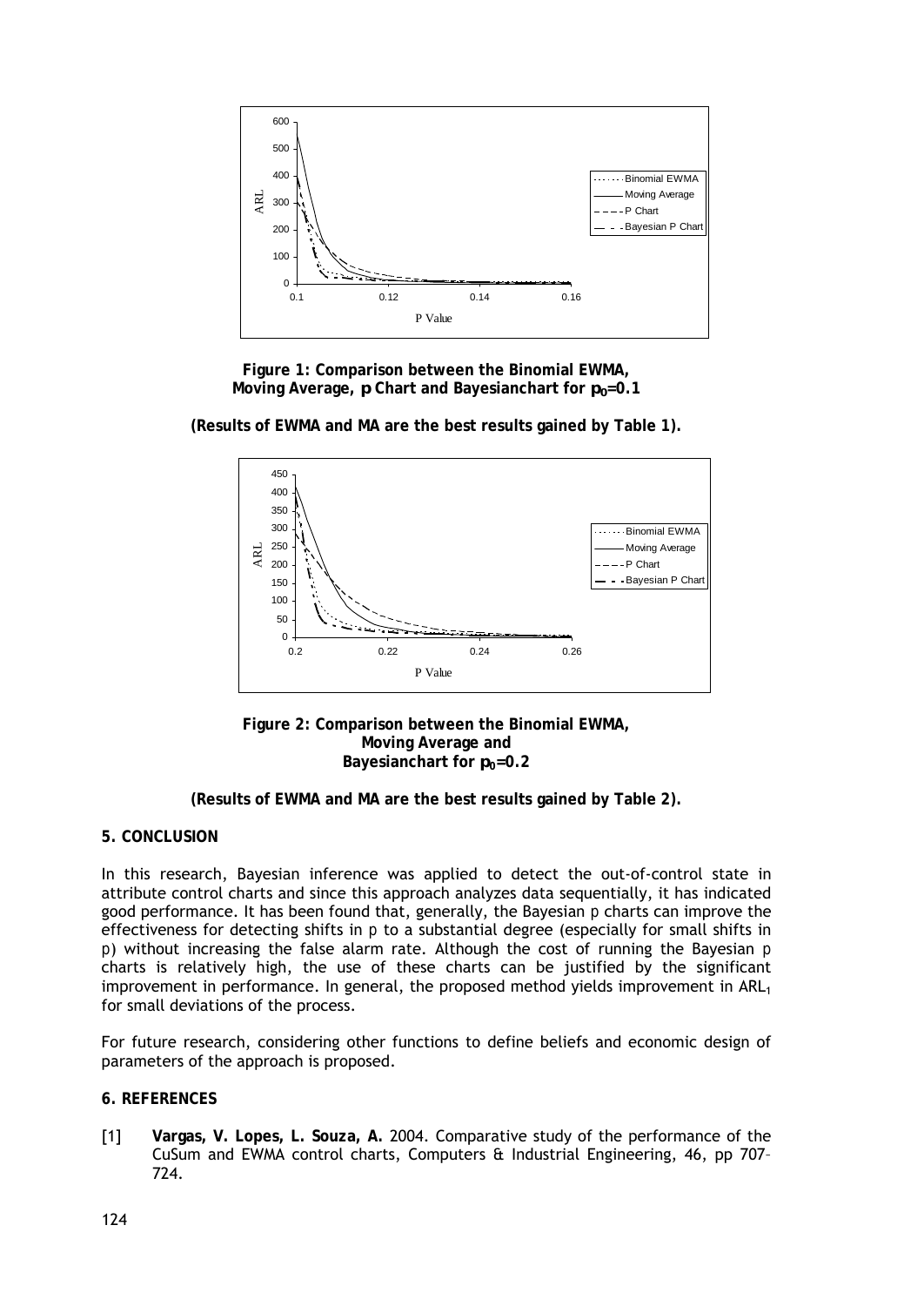**Figure 1: Comparison between the Binomial EWMA, Moving Average, p Chart and Bayesianchart for $p_0$=0.1**

**(Results of EWMA and MA are the best results gained by Table 1).**

**Figure 2: Comparison between the Binomial EWMA, Moving Average and Bayesianchart for $p_0$=0.2**

**(Results of EWMA and MA are the best results gained by Table 2).**

## 5. CONCLUSION

In this research, Bayesian inference was applied to detect the out-of-control state in attribute control charts and since this approach analyzes data sequentially, it has indicated good performance. It has been found that, generally, the Bayesian p charts can improve the effectiveness for detecting shifts in p to a substantial degree (especially for small shifts in p) without increasing the false alarm rate. Although the cost of running the Bayesian p charts is relatively high, the use of these charts can be justified by the significant improvement in performance. In general, the proposed method yields improvement in $ARL_1$ for small deviations of the process.

For future research, considering other functions to define beliefs and economic design of parameters of the approach is proposed.

## 6. REFERENCES

[1] **Vargas, V. Lopes, L. Souza, A.** 2004. Comparative study of the performance of the CuSum and EWMA control charts, Computers & Industrial Engineering, 46, pp 707–724.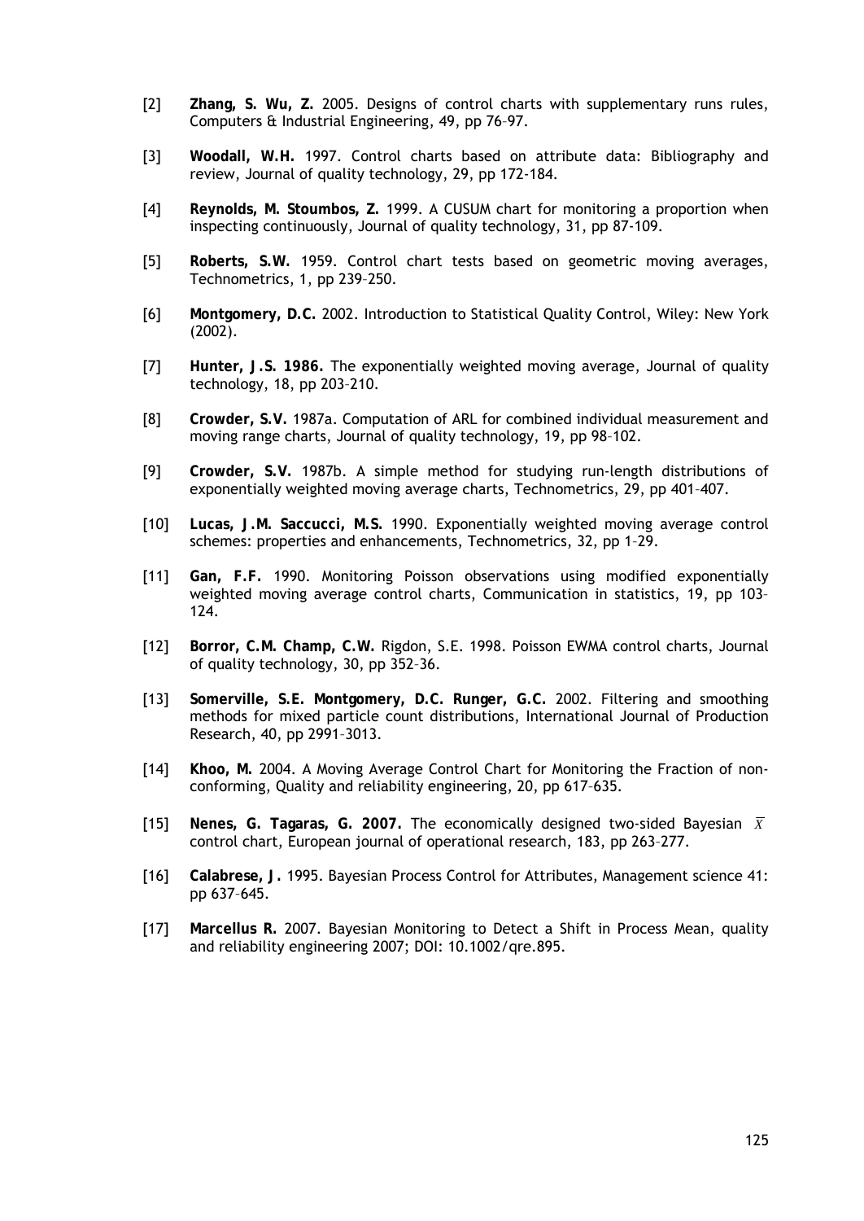[2] **Zhang, S. Wu, Z.** 2005. Designs of control charts with supplementary runs rules, Computers & Industrial Engineering, 49, pp 76–97.

[3] **Woodall, W.H.** 1997. Control charts based on attribute data: Bibliography and review, Journal of quality technology, 29, pp 172-184.

[4] **Reynolds, M. Stoumbos, Z.** 1999. A CUSUM chart for monitoring a proportion when inspecting continuously, Journal of quality technology, 31, pp 87-109.

[5] **Roberts, S.W.** 1959. Control chart tests based on geometric moving averages, Technometrics, 1, pp 239–250.

[6] **Montgomery, D.C.** 2002. Introduction to Statistical Quality Control, Wiley: New York (2002).

[7] **Hunter, J.S. 1986.** The exponentially weighted moving average, Journal of quality technology, 18, pp 203–210.

[8] **Crowder, S.V.** 1987a. Computation of ARL for combined individual measurement and moving range charts, Journal of quality technology, 19, pp 98–102.

[9] **Crowder, S.V.** 1987b. A simple method for studying run-length distributions of exponentially weighted moving average charts, Technometrics, 29, pp 401–407.

[10] **Lucas, J.M. Saccucci, M.S.** 1990. Exponentially weighted moving average control schemes: properties and enhancements, Technometrics, 32, pp 1–29.

[11] **Gan, F.F.** 1990. Monitoring Poisson observations using modified exponentially weighted moving average control charts, Communication in statistics, 19, pp 103–124.

[12] **Borror, C.M. Champ, C.W.** Rigdon, S.E. 1998. Poisson EWMA control charts, Journal of quality technology, 30, pp 352–36.

[13] **Somerville, S.E. Montgomery, D.C. Runger, G.C.** 2002. Filtering and smoothing methods for mixed particle count distributions, International Journal of Production Research, 40, pp 2991–3013.

[14] **Khoo, M.** 2004. A Moving Average Control Chart for Monitoring the Fraction of non-conforming, Quality and reliability engineering, 20, pp 617–635.

[15] **Nenes, G. Tagaras, G. 2007.** The economically designed two-sided Bayesian $\overline{X}$ control chart, European journal of operational research, 183, pp 263–277.

[16] **Calabrese, J.** 1995. Bayesian Process Control for Attributes, Management science 41: pp 637–645.

[17] **Marcellus R.** 2007. Bayesian Monitoring to Detect a Shift in Process Mean, quality and reliability engineering 2007; DOI: 10.1002/qre.895.